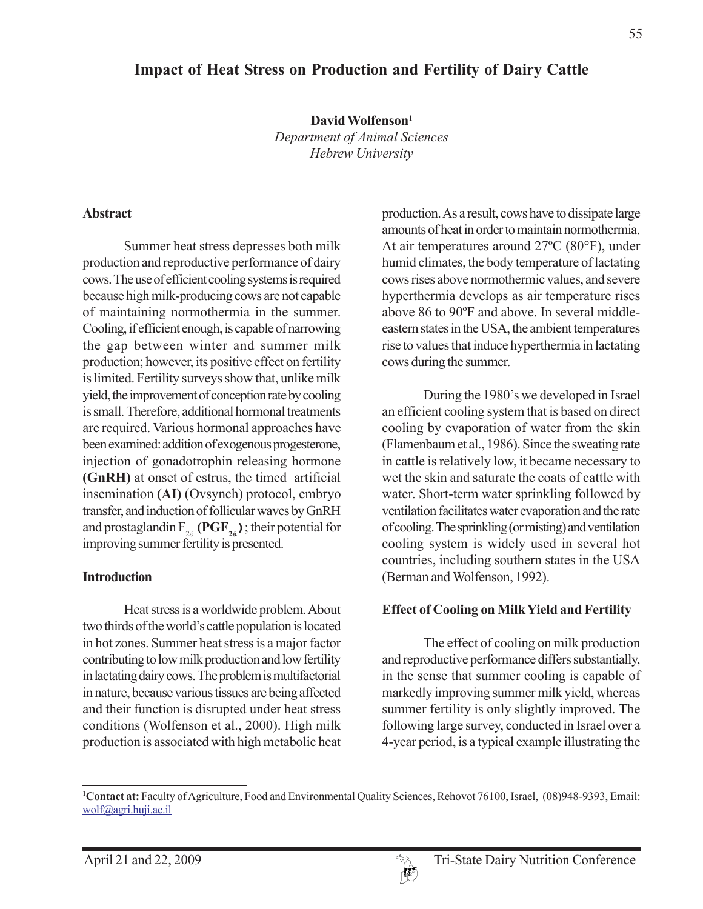# Impact of Heat Stress on Production and Fertility of Dairy Cattle

**David Wolfenson**[1]
*Department of Animal Sciences*
*Hebrew University*

## Abstract

Summer heat stress depresses both milk production and reproductive performance of dairy cows. The use of efficient cooling systems is required because high milk-producing cows are not capable of maintaining normothermia in the summer. Cooling, if efficient enough, is capable of narrowing the gap between winter and summer milk production; however, its positive effect on fertility is limited. Fertility surveys show that, unlike milk yield, the improvement of conception rate by cooling is small. Therefore, additional hormonal treatments are required. Various hormonal approaches have been examined: addition of exogenous progesterone, injection of gonadotrophin releasing hormone **(GnRH)** at onset of estrus, the timed artificial insemination **(AI)** (Ovsynch) protocol, embryo transfer, and induction of follicular waves by GnRH and prostaglandin $F_{2á}$ **($PGF_{2á}$)**; their potential for improving summer fertility is presented.

## Introduction

Heat stress is a worldwide problem. About two thirds of the world's cattle population is located in hot zones. Summer heat stress is a major factor contributing to low milk production and low fertility in lactating dairy cows. The problem is multifactorial in nature, because various tissues are being affected and their function is disrupted under heat stress conditions (Wolfenson et al., 2000). High milk production is associated with high metabolic heat production. As a result, cows have to dissipate large amounts of heat in order to maintain normothermia. At air temperatures around 27ºC (80°F), under humid climates, the body temperature of lactating cows rises above normothermic values, and severe hyperthermia develops as air temperature rises above 86 to 90ºF and above. In several middle-eastern states in the USA, the ambient temperatures rise to values that induce hyperthermia in lactating cows during the summer.

During the 1980's we developed in Israel an efficient cooling system that is based on direct cooling by evaporation of water from the skin (Flamenbaum et al., 1986). Since the sweating rate in cattle is relatively low, it became necessary to wet the skin and saturate the coats of cattle with water. Short-term water sprinkling followed by ventilation facilitates water evaporation and the rate of cooling. The sprinkling (or misting) and ventilation cooling system is widely used in several hot countries, including southern states in the USA (Berman and Wolfenson, 1992).

## Effect of Cooling on Milk Yield and Fertility

The effect of cooling on milk production and reproductive performance differs substantially, in the sense that summer cooling is capable of markedly improving summer milk yield, whereas summer fertility is only slightly improved. The following large survey, conducted in Israel over a 4-year period, is a typical example illustrating the

---

[1]**Contact at:** Faculty of Agriculture, Food and Environmental Quality Sciences, Rehovot 76100, Israel, (08)948-9393, Email: wolf@agri.huji.ac.il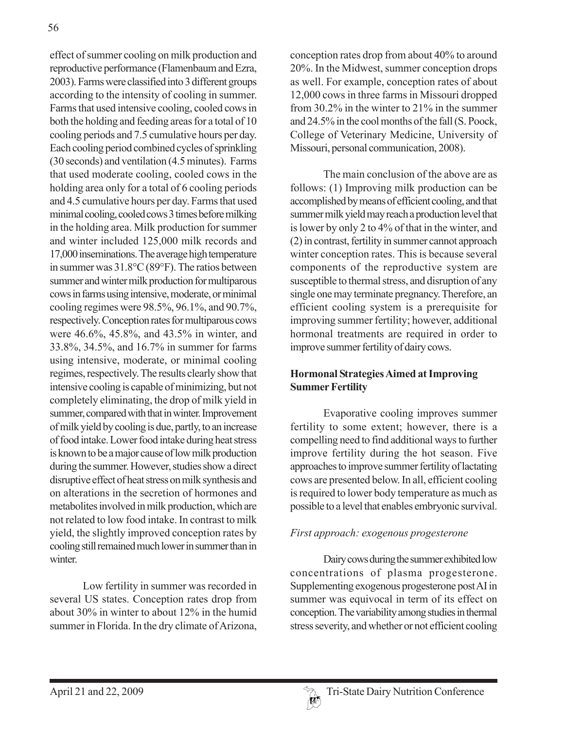effect of summer cooling on milk production and reproductive performance (Flamenbaum and Ezra, 2003). Farms were classified into 3 different groups according to the intensity of cooling in summer. Farms that used intensive cooling, cooled cows in both the holding and feeding areas for a total of 10 cooling periods and 7.5 cumulative hours per day. Each cooling period combined cycles of sprinkling (30 seconds) and ventilation (4.5 minutes). Farms that used moderate cooling, cooled cows in the holding area only for a total of 6 cooling periods and 4.5 cumulative hours per day. Farms that used minimal cooling, cooled cows 3 times before milking in the holding area. Milk production for summer and winter included 125,000 milk records and 17,000 inseminations. The average high temperature in summer was 31.8°C (89°F). The ratios between summer and winter milk production for multiparous cows in farms using intensive, moderate, or minimal cooling regimes were 98.5%, 96.1%, and 90.7%, respectively. Conception rates for multiparous cows were 46.6%, 45.8%, and 43.5% in winter, and 33.8%, 34.5%, and 16.7% in summer for farms using intensive, moderate, or minimal cooling regimes, respectively. The results clearly show that intensive cooling is capable of minimizing, but not completely eliminating, the drop of milk yield in summer, compared with that in winter. Improvement of milk yield by cooling is due, partly, to an increase of food intake. Lower food intake during heat stress is known to be a major cause of low milk production during the summer. However, studies show a direct disruptive effect of heat stress on milk synthesis and on alterations in the secretion of hormones and metabolites involved in milk production, which are not related to low food intake. In contrast to milk yield, the slightly improved conception rates by cooling still remained much lower in summer than in winter.

Low fertility in summer was recorded in several US states. Conception rates drop from about 30% in winter to about 12% in the humid summer in Florida. In the dry climate of Arizona, conception rates drop from about 40% to around 20%. In the Midwest, summer conception drops as well. For example, conception rates of about 12,000 cows in three farms in Missouri dropped from 30.2% in the winter to 21% in the summer and 24.5% in the cool months of the fall (S. Poock, College of Veterinary Medicine, University of Missouri, personal communication, 2008).

The main conclusion of the above are as follows: (1) Improving milk production can be accomplished by means of efficient cooling, and that summer milk yield may reach a production level that is lower by only 2 to 4% of that in the winter, and (2) in contrast, fertility in summer cannot approach winter conception rates. This is because several components of the reproductive system are susceptible to thermal stress, and disruption of any single one may terminate pregnancy. Therefore, an efficient cooling system is a prerequisite for improving summer fertility; however, additional hormonal treatments are required in order to improve summer fertility of dairy cows.

## Hormonal Strategies Aimed at Improving Summer Fertility

Evaporative cooling improves summer fertility to some extent; however, there is a compelling need to find additional ways to further improve fertility during the hot season. Five approaches to improve summer fertility of lactating cows are presented below. In all, efficient cooling is required to lower body temperature as much as possible to a level that enables embryonic survival.

### *First approach: exogenous progesterone*

Dairy cows during the summer exhibited low concentrations of plasma progesterone. Supplementing exogenous progesterone post AI in summer was equivocal in term of its effect on conception. The variability among studies in thermal stress severity, and whether or not efficient cooling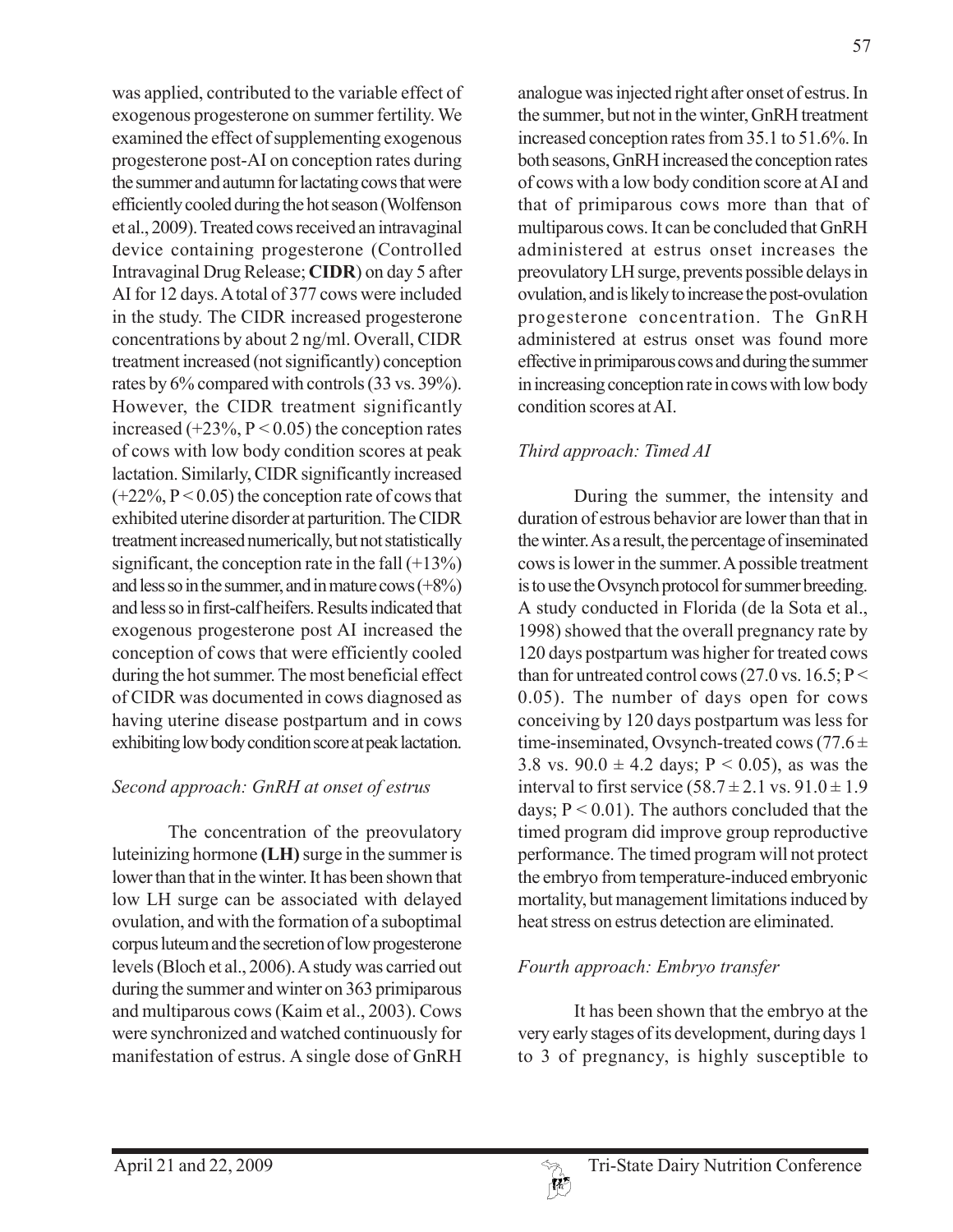was applied, contributed to the variable effect of exogenous progesterone on summer fertility. We examined the effect of supplementing exogenous progesterone post-AI on conception rates during the summer and autumn for lactating cows that were efficiently cooled during the hot season (Wolfenson et al., 2009). Treated cows received an intravaginal device containing progesterone (Controlled Intravaginal Drug Release; **CIDR**) on day 5 after AI for 12 days. A total of 377 cows were included in the study. The CIDR increased progesterone concentrations by about 2 ng/ml. Overall, CIDR treatment increased (not significantly) conception rates by 6% compared with controls (33 vs. 39%). However, the CIDR treatment significantly increased (+23%, $P < 0.05$) the conception rates of cows with low body condition scores at peak lactation. Similarly, CIDR significantly increased (+22%, $P < 0.05$) the conception rate of cows that exhibited uterine disorder at parturition. The CIDR treatment increased numerically, but not statistically significant, the conception rate in the fall (+13%) and less so in the summer, and in mature cows (+8%) and less so in first-calf heifers. Results indicated that exogenous progesterone post AI increased the conception of cows that were efficiently cooled during the hot summer. The most beneficial effect of CIDR was documented in cows diagnosed as having uterine disease postpartum and in cows exhibiting low body condition score at peak lactation.

### *Second approach: GnRH at onset of estrus*

The concentration of the preovulatory luteinizing hormone **(LH)** surge in the summer is lower than that in the winter. It has been shown that low LH surge can be associated with delayed ovulation, and with the formation of a suboptimal corpus luteum and the secretion of low progesterone levels (Bloch et al., 2006). A study was carried out during the summer and winter on 363 primiparous and multiparous cows (Kaim et al., 2003). Cows were synchronized and watched continuously for manifestation of estrus. A single dose of GnRH analogue was injected right after onset of estrus. In the summer, but not in the winter, GnRH treatment increased conception rates from 35.1 to 51.6%. In both seasons, GnRH increased the conception rates of cows with a low body condition score at AI and that of primiparous cows more than that of multiparous cows. It can be concluded that GnRH administered at estrus onset increases the preovulatory LH surge, prevents possible delays in ovulation, and is likely to increase the post-ovulation progesterone concentration. The GnRH administered at estrus onset was found more effective in primiparous cows and during the summer in increasing conception rate in cows with low body condition scores at AI.

### *Third approach: Timed AI*

During the summer, the intensity and duration of estrous behavior are lower than that in the winter. As a result, the percentage of inseminated cows is lower in the summer. A possible treatment is to use the Ovsynch protocol for summer breeding. A study conducted in Florida (de la Sota et al., 1998) showed that the overall pregnancy rate by 120 days postpartum was higher for treated cows than for untreated control cows (27.0 vs. 16.5; $P < 0.05$). The number of days open for cows conceiving by 120 days postpartum was less for time-inseminated, Ovsynch-treated cows ($77.6 \pm 3.8$ vs. $90.0 \pm 4.2$ days; $P < 0.05$), as was the interval to first service ($58.7 \pm 2.1$ vs. $91.0 \pm 1.9$ days; $P < 0.01$). The authors concluded that the timed program did improve group reproductive performance. The timed program will not protect the embryo from temperature-induced embryonic mortality, but management limitations induced by heat stress on estrus detection are eliminated.

### *Fourth approach: Embryo transfer*

It has been shown that the embryo at the very early stages of its development, during days 1 to 3 of pregnancy, is highly susceptible to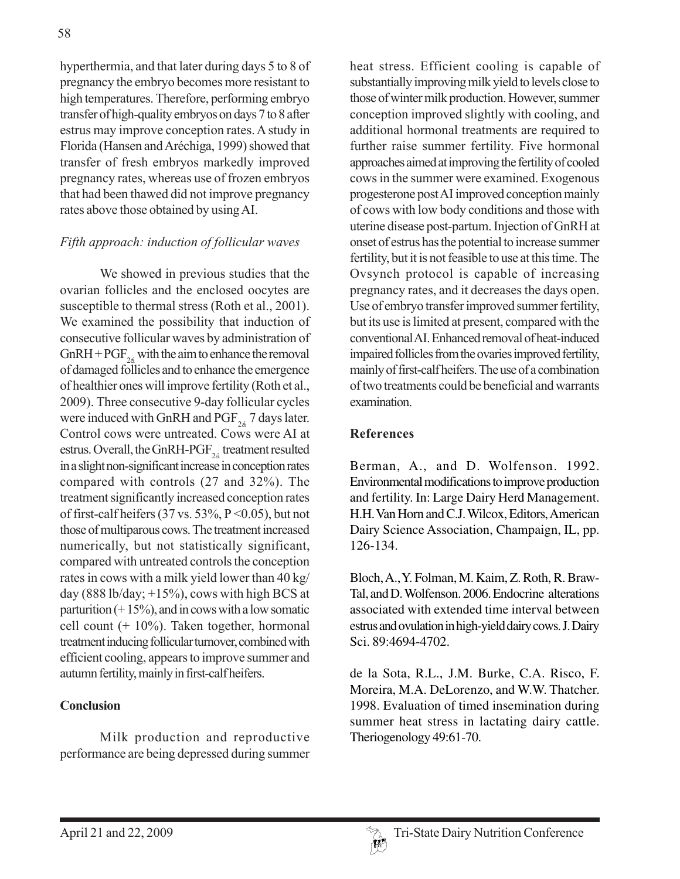hyperthermia, and that later during days 5 to 8 of pregnancy the embryo becomes more resistant to high temperatures. Therefore, performing embryo transfer of high-quality embryos on days 7 to 8 after estrus may improve conception rates. A study in Florida (Hansen and Aréchiga, 1999) showed that transfer of fresh embryos markedly improved pregnancy rates, whereas use of frozen embryos that had been thawed did not improve pregnancy rates above those obtained by using AI.

*Fifth approach: induction of follicular waves*

We showed in previous studies that the ovarian follicles and the enclosed oocytes are susceptible to thermal stress (Roth et al., 2001). We examined the possibility that induction of consecutive follicular waves by administration of GnRH + $PGF_{2á}$ with the aim to enhance the removal of damaged follicles and to enhance the emergence of healthier ones will improve fertility (Roth et al., 2009). Three consecutive 9-day follicular cycles were induced with GnRH and $PGF_{2á}$ 7 days later. Control cows were untreated. Cows were AI at estrus. Overall, the GnRH-$PGF_{2á}$ treatment resulted in a slight non-significant increase in conception rates compared with controls (27 and 32%). The treatment significantly increased conception rates of first-calf heifers (37 vs. 53%, $P < 0.05$), but not those of multiparous cows. The treatment increased numerically, but not statistically significant, compared with untreated controls the conception rates in cows with a milk yield lower than 40 kg/day (888 lb/day; +15%), cows with high BCS at parturition (+ 15%), and in cows with a low somatic cell count (+ 10%). Taken together, hormonal treatment inducing follicular turnover, combined with efficient cooling, appears to improve summer and autumn fertility, mainly in first-calf heifers.

## Conclusion

Milk production and reproductive performance are being depressed during summer heat stress. Efficient cooling is capable of substantially improving milk yield to levels close to those of winter milk production. However, summer conception improved slightly with cooling, and additional hormonal treatments are required to further raise summer fertility. Five hormonal approaches aimed at improving the fertility of cooled cows in the summer were examined. Exogenous progesterone post AI improved conception mainly of cows with low body conditions and those with uterine disease post-partum. Injection of GnRH at onset of estrus has the potential to increase summer fertility, but it is not feasible to use at this time. The Ovsynch protocol is capable of increasing pregnancy rates, and it decreases the days open. Use of embryo transfer improved summer fertility, but its use is limited at present, compared with the conventional AI. Enhanced removal of heat-induced impaired follicles from the ovaries improved fertility, mainly of first-calf heifers. The use of a combination of two treatments could be beneficial and warrants examination.

## References

Berman, A., and D. Wolfenson. 1992. Environmental modifications to improve production and fertility. In: Large Dairy Herd Management. H.H. Van Horn and C.J. Wilcox, Editors, American Dairy Science Association, Champaign, IL, pp. 126-134.

Bloch, A., Y. Folman, M. Kaim, Z. Roth, R. Braw-Tal, and D. Wolfenson. 2006. Endocrine alterations associated with extended time interval between estrus and ovulation in high-yield dairy cows. J. Dairy Sci. 89:4694-4702.

de la Sota, R.L., J.M. Burke, C.A. Risco, F. Moreira, M.A. DeLorenzo, and W.W. Thatcher. 1998. Evaluation of timed insemination during summer heat stress in lactating dairy cattle. Theriogenology 49:61-70.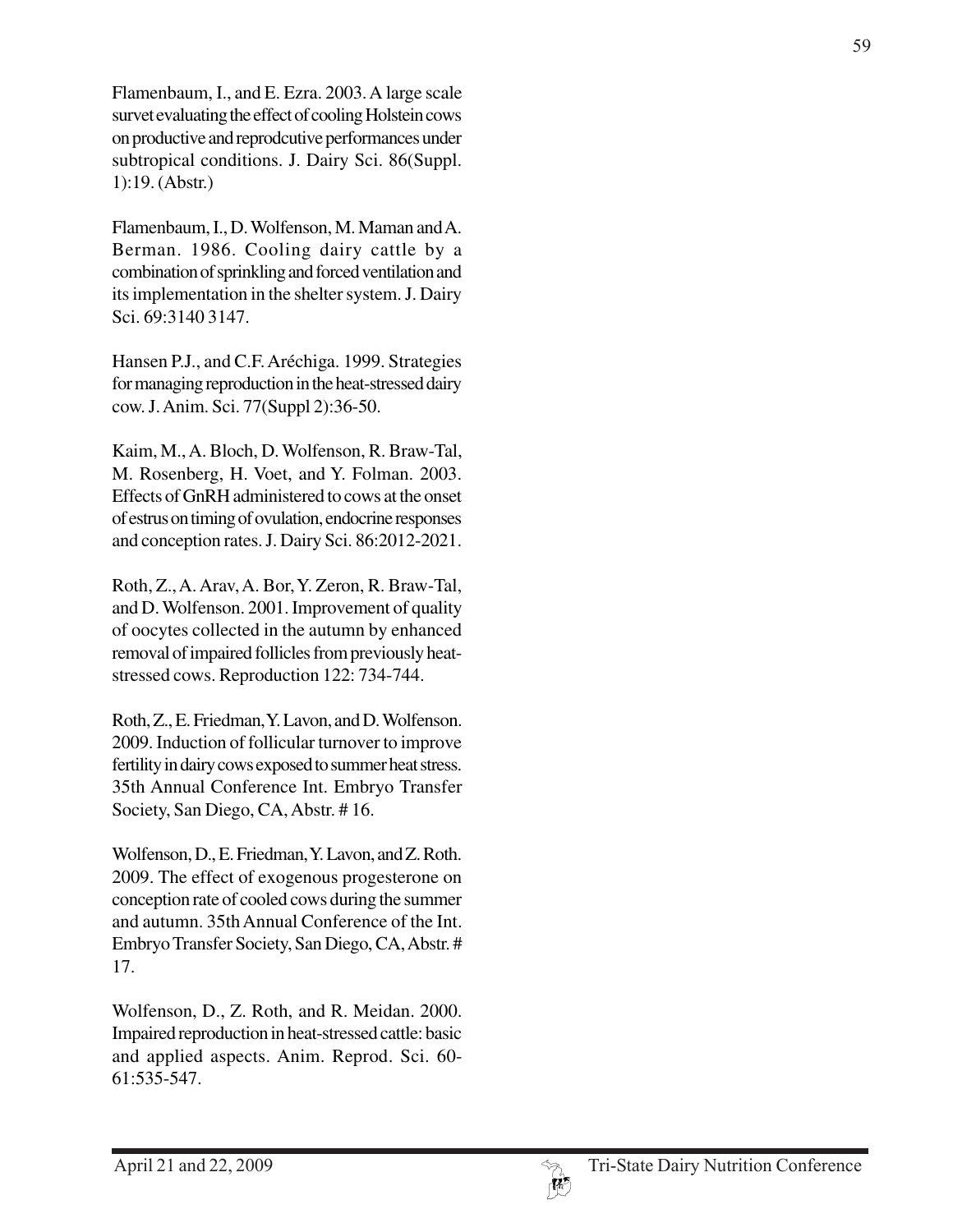Flamenbaum, I., and E. Ezra. 2003. A large scale survet evaluating the effect of cooling Holstein cows on productive and reprodcutive performances under subtropical conditions. J. Dairy Sci. 86(Suppl. 1):19. (Abstr.)

Flamenbaum, I., D. Wolfenson, M. Maman and A. Berman. 1986. Cooling dairy cattle by a combination of sprinkling and forced ventilation and its implementation in the shelter system. J. Dairy Sci. 69:3140 3147.

Hansen P.J., and C.F. Aréchiga. 1999. Strategies for managing reproduction in the heat-stressed dairy cow. J. Anim. Sci. 77(Suppl 2):36-50.

Kaim, M., A. Bloch, D. Wolfenson, R. Braw-Tal, M. Rosenberg, H. Voet, and Y. Folman. 2003. Effects of GnRH administered to cows at the onset of estrus on timing of ovulation, endocrine responses and conception rates. J. Dairy Sci. 86:2012-2021.

Roth, Z., A. Arav, A. Bor, Y. Zeron, R. Braw-Tal, and D. Wolfenson. 2001. Improvement of quality of oocytes collected in the autumn by enhanced removal of impaired follicles from previously heat-stressed cows. Reproduction 122: 734-744.

Roth, Z., E. Friedman, Y. Lavon, and D. Wolfenson. 2009. Induction of follicular turnover to improve fertility in dairy cows exposed to summer heat stress. 35th Annual Conference Int. Embryo Transfer Society, San Diego, CA, Abstr. # 16.

Wolfenson, D., E. Friedman, Y. Lavon, and Z. Roth. 2009. The effect of exogenous progesterone on conception rate of cooled cows during the summer and autumn. 35th Annual Conference of the Int. Embryo Transfer Society, San Diego, CA, Abstr. # 17.

Wolfenson, D., Z. Roth, and R. Meidan. 2000. Impaired reproduction in heat-stressed cattle: basic and applied aspects. Anim. Reprod. Sci. 60-61:535-547.